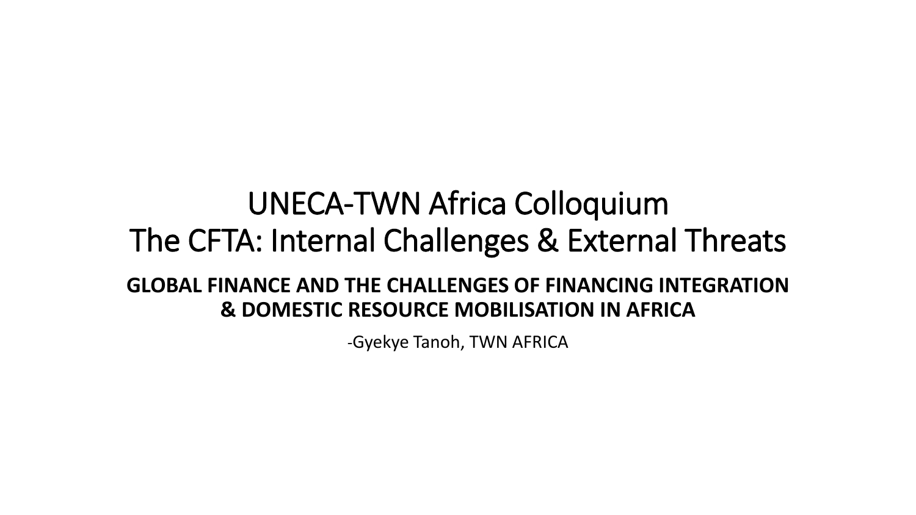# UNECA-TWN Africa Colloquium
# The CFTA: Internal Challenges & External Threats

**GLOBAL FINANCE AND THE CHALLENGES OF FINANCING INTEGRATION & DOMESTIC RESOURCE MOBILISATION IN AFRICA**

-Gyekye Tanoh, TWN AFRICA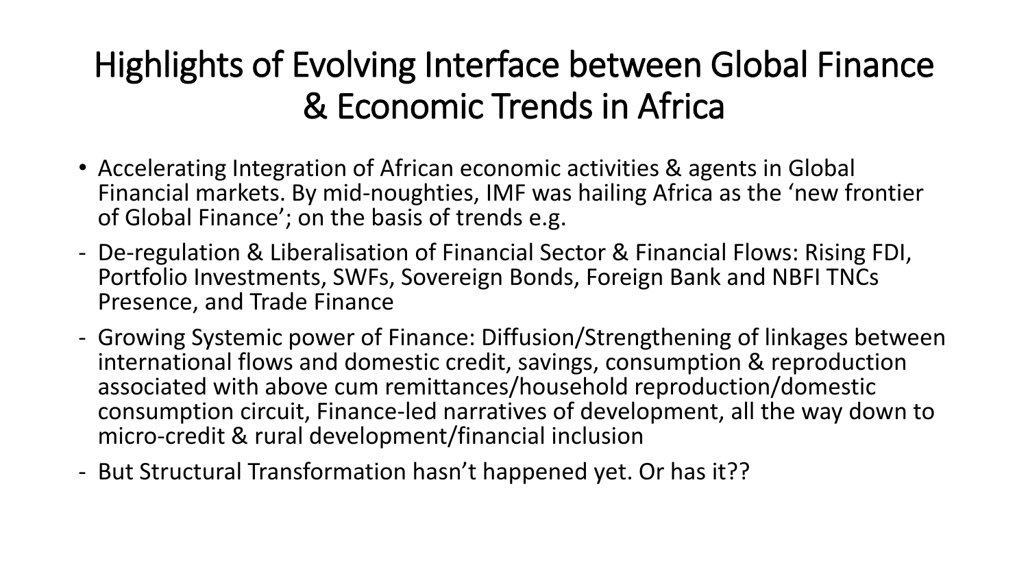# Highlights of Evolving Interface between Global Finance & Economic Trends in Africa

- Accelerating Integration of African economic activities & agents in Global Financial markets. By mid-noughties, IMF was hailing Africa as the 'new frontier of Global Finance'; on the basis of trends e.g.

- De-regulation & Liberalisation of Financial Sector & Financial Flows: Rising FDI, Portfolio Investments, SWFs, Sovereign Bonds, Foreign Bank and NBFI TNCs Presence, and Trade Finance
- Growing Systemic power of Finance: Diffusion/Strengthening of linkages between international flows and domestic credit, savings, consumption & reproduction associated with above cum remittances/household reproduction/domestic consumption circuit, Finance-led narratives of development, all the way down to micro-credit & rural development/financial inclusion
- But Structural Transformation hasn't happened yet. Or has it??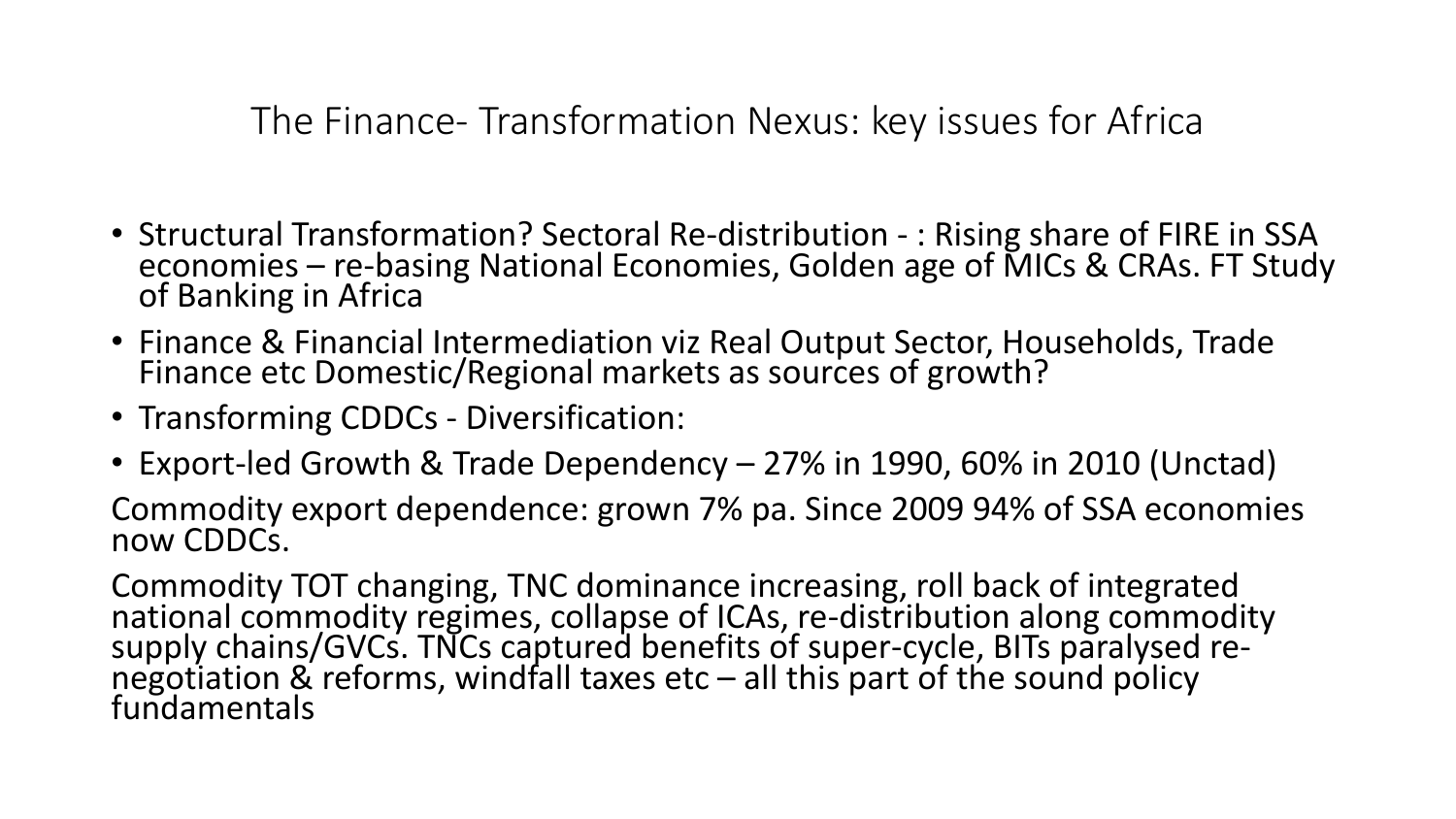# The Finance- Transformation Nexus: key issues for Africa

- Structural Transformation? Sectoral Re-distribution - : Rising share of FIRE in SSA economies – re-basing National Economies, Golden age of MICs & CRAs. FT Study of Banking in Africa
- Finance & Financial Intermediation viz Real Output Sector, Households, Trade Finance etc Domestic/Regional markets as sources of growth?
- Transforming CDDCs - Diversification:
- Export-led Growth & Trade Dependency – 27% in 1990, 60% in 2010 (Unctad)

Commodity export dependence: grown 7% pa. Since 2009 94% of SSA economies now CDDCs.

Commodity TOT changing, TNC dominance increasing, roll back of integrated national commodity regimes, collapse of ICAs, re-distribution along commodity supply chains/GVCs. TNCs captured benefits of super-cycle, BITs paralysed re-negotiation & reforms, windfall taxes etc – all this part of the sound policy fundamentals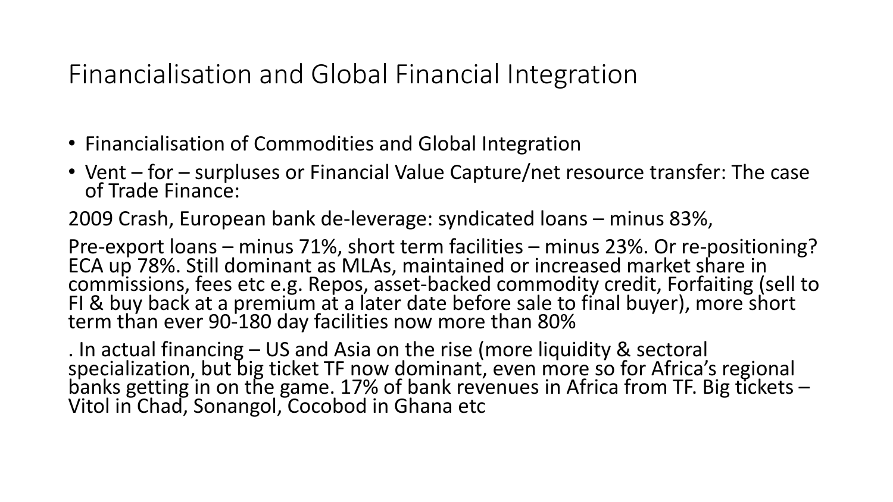# Financialisation and Global Financial Integration

- Financialisation of Commodities and Global Integration
- Vent – for – surpluses or Financial Value Capture/net resource transfer: The case of Trade Finance:

2009 Crash, European bank de-leverage: syndicated loans – minus 83%,

Pre-export loans – minus 71%, short term facilities – minus 23%. Or re-positioning? ECA up 78%. Still dominant as MLAs, maintained or increased market share in commissions, fees etc e.g. Repos, asset-backed commodity credit, Forfaiting (sell to FI & buy back at a premium at a later date before sale to final buyer), more short term than ever 90-180 day facilities now more than 80%

. In actual financing – US and Asia on the rise (more liquidity & sectoral specialization, but big ticket TF now dominant, even more so for Africa's regional banks getting in on the game. 17% of bank revenues in Africa from TF. Big tickets – Vitol in Chad, Sonangol, Cocobod in Ghana etc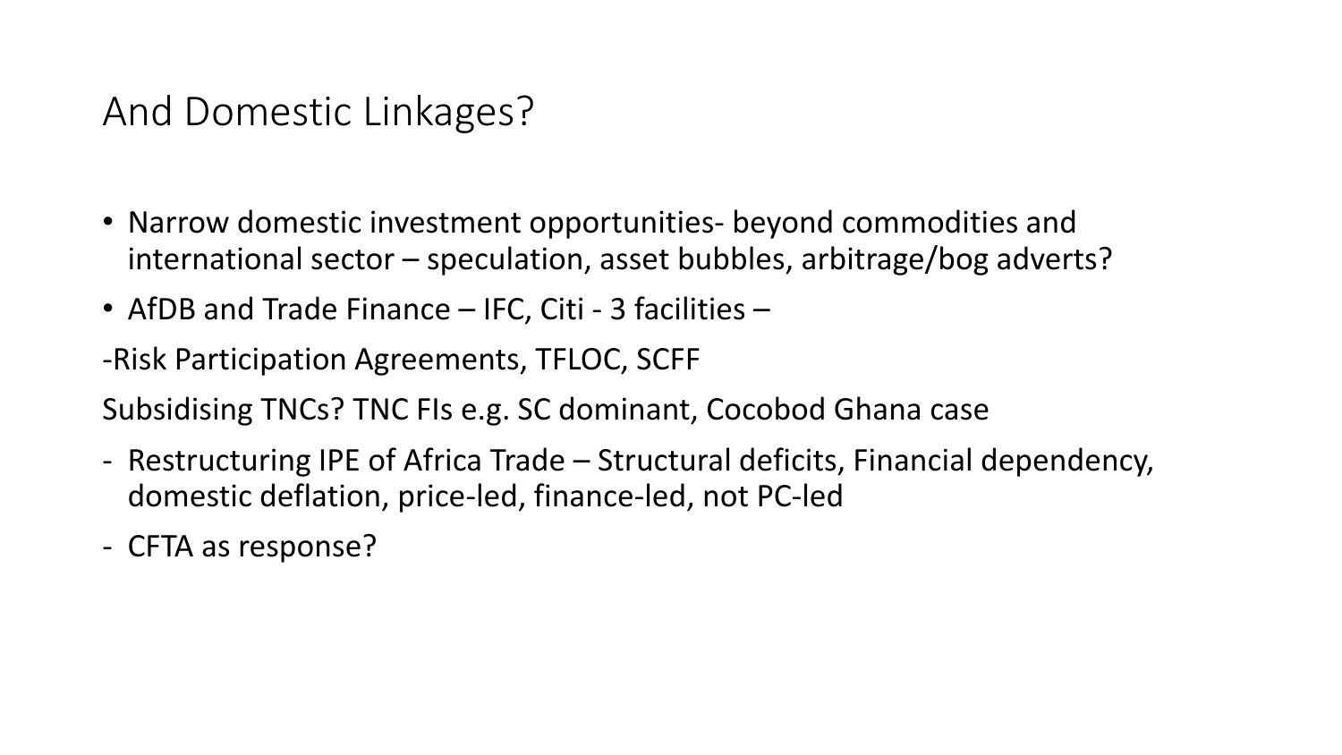# And Domestic Linkages?

- Narrow domestic investment opportunities- beyond commodities and international sector – speculation, asset bubbles, arbitrage/bog adverts?
- AfDB and Trade Finance – IFC, Citi - 3 facilities –

-Risk Participation Agreements, TFLOC, SCFF

Subsidising TNCs? TNC FIs e.g. SC dominant, Cocobod Ghana case

- Restructuring IPE of Africa Trade – Structural deficits, Financial dependency, domestic deflation, price-led, finance-led, not PC-led
- CFTA as response?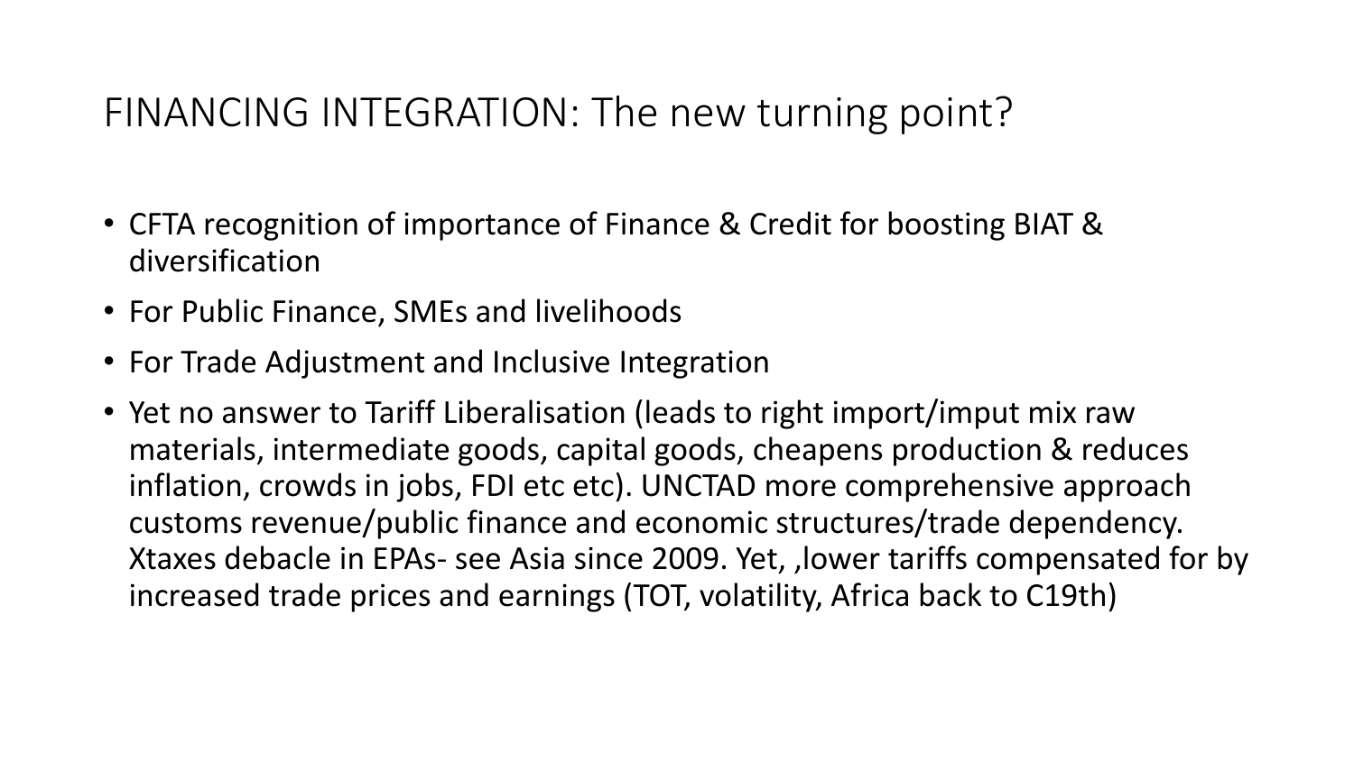# FINANCING INTEGRATION: The new turning point?

- CFTA recognition of importance of Finance & Credit for boosting BIAT & diversification
- For Public Finance, SMEs and livelihoods
- For Trade Adjustment and Inclusive Integration
- Yet no answer to Tariff Liberalisation (leads to right import/imput mix raw materials, intermediate goods, capital goods, cheapens production & reduces inflation, crowds in jobs, FDI etc etc). UNCTAD more comprehensive approach customs revenue/public finance and economic structures/trade dependency. Xtaxes debacle in EPAs- see Asia since 2009. Yet, ,lower tariffs compensated for by increased trade prices and earnings (TOT, volatility, Africa back to C19th)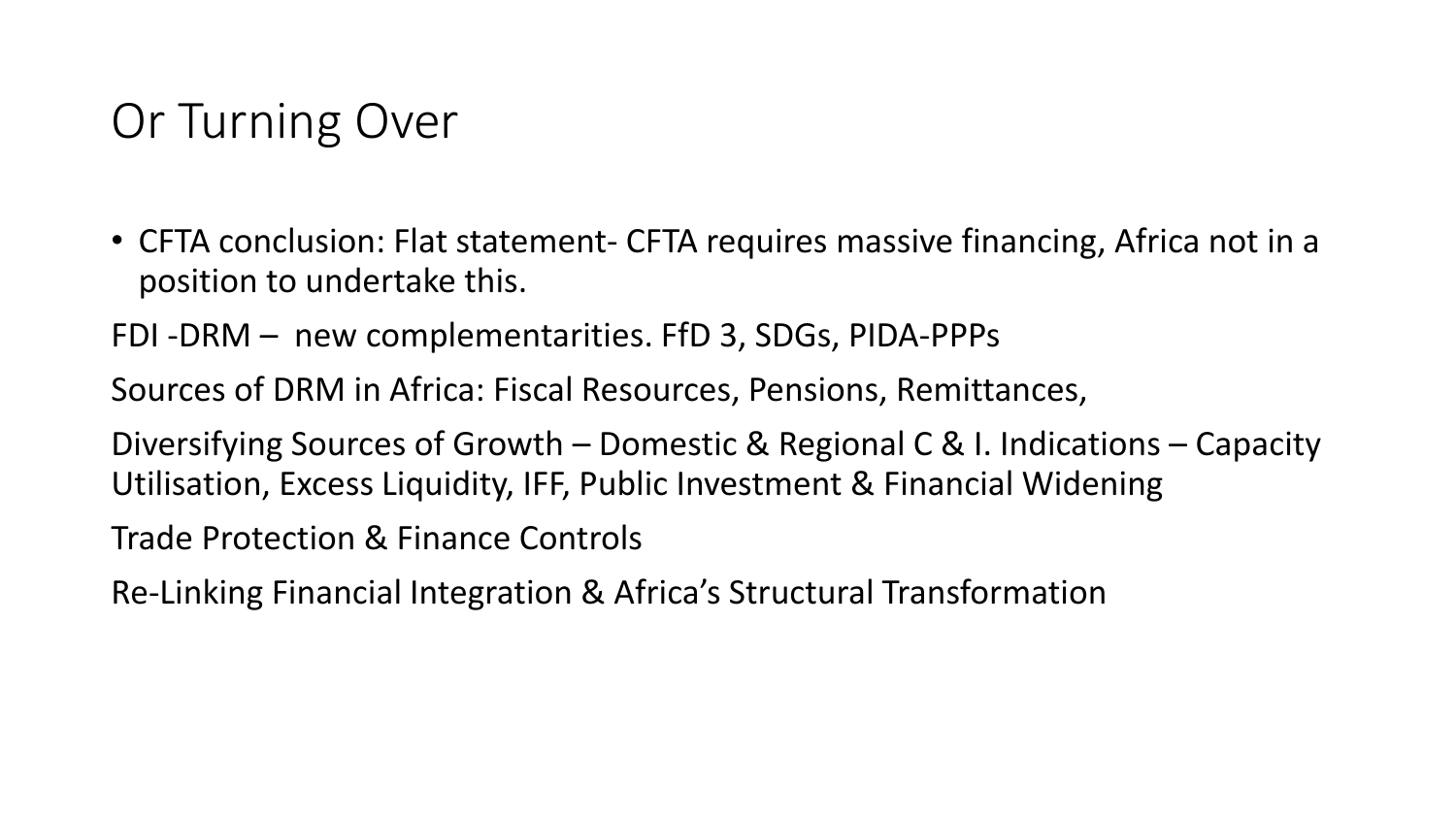# Or Turning Over

- CFTA conclusion: Flat statement- CFTA requires massive financing, Africa not in a position to undertake this.

FDI -DRM – new complementarities. FfD 3, SDGs, PIDA-PPPs

Sources of DRM in Africa: Fiscal Resources, Pensions, Remittances,

Diversifying Sources of Growth – Domestic & Regional C & I. Indications – Capacity Utilisation, Excess Liquidity, IFF, Public Investment & Financial Widening

Trade Protection & Finance Controls

Re-Linking Financial Integration & Africa's Structural Transformation